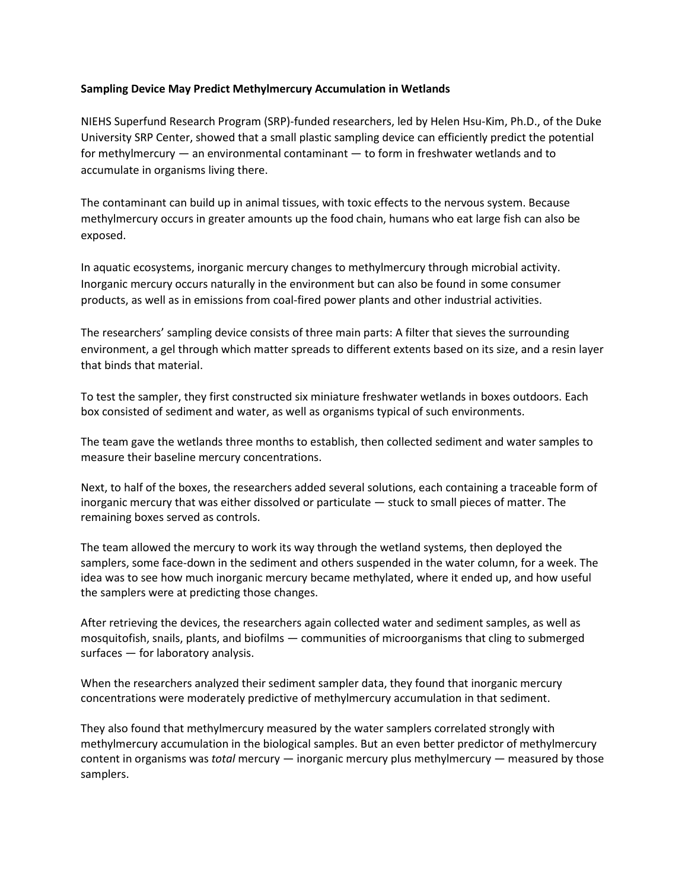**Sampling Device May Predict Methylmercury Accumulation in Wetlands**

NIEHS Superfund Research Program (SRP)-funded researchers, led by Helen Hsu-Kim, Ph.D., of the Duke University SRP Center, showed that a small plastic sampling device can efficiently predict the potential for methylmercury — an environmental contaminant — to form in freshwater wetlands and to accumulate in organisms living there.

The contaminant can build up in animal tissues, with toxic effects to the nervous system. Because methylmercury occurs in greater amounts up the food chain, humans who eat large fish can also be exposed.

In aquatic ecosystems, inorganic mercury changes to methylmercury through microbial activity. Inorganic mercury occurs naturally in the environment but can also be found in some consumer products, as well as in emissions from coal-fired power plants and other industrial activities.

The researchers' sampling device consists of three main parts: A filter that sieves the surrounding environment, a gel through which matter spreads to different extents based on its size, and a resin layer that binds that material.

To test the sampler, they first constructed six miniature freshwater wetlands in boxes outdoors. Each box consisted of sediment and water, as well as organisms typical of such environments.

The team gave the wetlands three months to establish, then collected sediment and water samples to measure their baseline mercury concentrations.

Next, to half of the boxes, the researchers added several solutions, each containing a traceable form of inorganic mercury that was either dissolved or particulate — stuck to small pieces of matter. The remaining boxes served as controls.

The team allowed the mercury to work its way through the wetland systems, then deployed the samplers, some face-down in the sediment and others suspended in the water column, for a week. The idea was to see how much inorganic mercury became methylated, where it ended up, and how useful the samplers were at predicting those changes.

After retrieving the devices, the researchers again collected water and sediment samples, as well as mosquitofish, snails, plants, and biofilms — communities of microorganisms that cling to submerged surfaces — for laboratory analysis.

When the researchers analyzed their sediment sampler data, they found that inorganic mercury concentrations were moderately predictive of methylmercury accumulation in that sediment.

They also found that methylmercury measured by the water samplers correlated strongly with methylmercury accumulation in the biological samples. But an even better predictor of methylmercury content in organisms was *total* mercury — inorganic mercury plus methylmercury — measured by those samplers.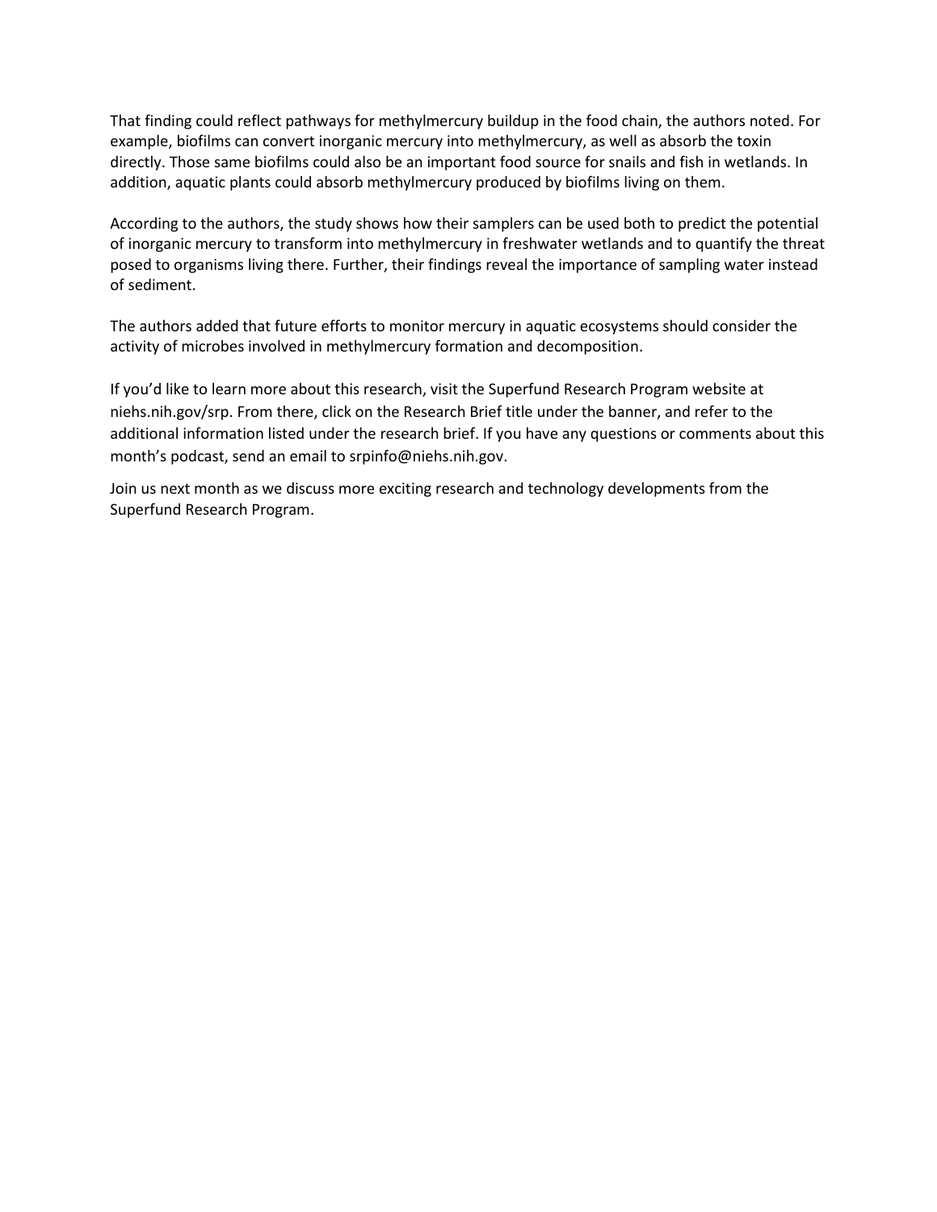That finding could reflect pathways for methylmercury buildup in the food chain, the authors noted. For example, biofilms can convert inorganic mercury into methylmercury, as well as absorb the toxin directly. Those same biofilms could also be an important food source for snails and fish in wetlands. In addition, aquatic plants could absorb methylmercury produced by biofilms living on them.

According to the authors, the study shows how their samplers can be used both to predict the potential of inorganic mercury to transform into methylmercury in freshwater wetlands and to quantify the threat posed to organisms living there. Further, their findings reveal the importance of sampling water instead of sediment.

The authors added that future efforts to monitor mercury in aquatic ecosystems should consider the activity of microbes involved in methylmercury formation and decomposition.

If you'd like to learn more about this research, visit the Superfund Research Program website at niehs.nih.gov/srp. From there, click on the Research Brief title under the banner, and refer to the additional information listed under the research brief. If you have any questions or comments about this month's podcast, send an email to srpinfo@niehs.nih.gov.

Join us next month as we discuss more exciting research and technology developments from the Superfund Research Program.